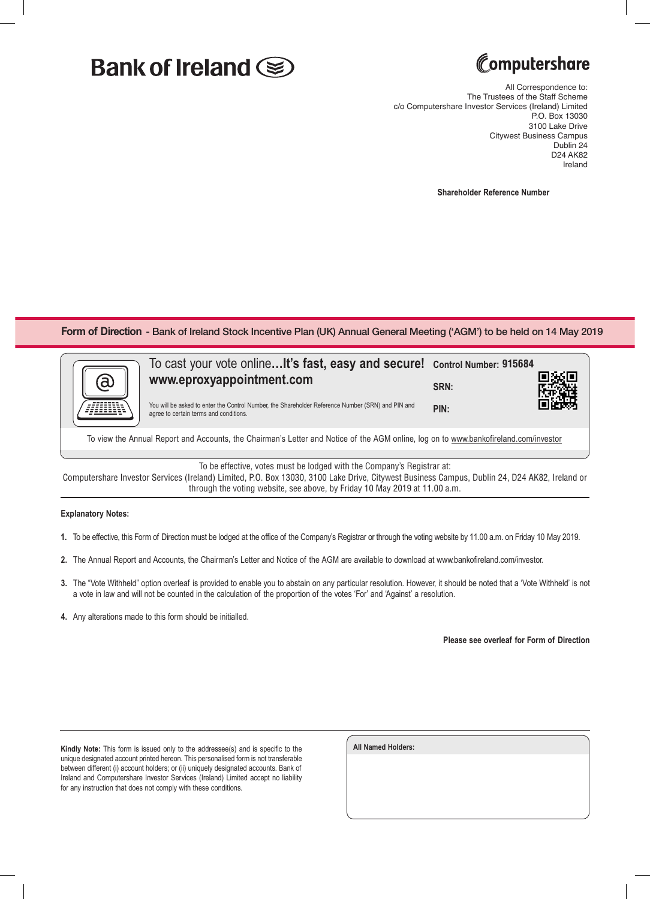Bank of Ireland

Computershare

All Correspondence to:
The Trustees of the Staff Scheme
c/o Computershare Investor Services (Ireland) Limited
P.O. Box 13030
3100 Lake Drive
Citywest Business Campus
Dublin 24
D24 AK82
Ireland

**Shareholder Reference Number**

## Form of Direction - Bank of Ireland Stock Incentive Plan (UK) Annual General Meeting ('AGM') to be held on 14 May 2019

To cast your vote online...**It's fast, easy and secure!**
**www.eproxyappointment.com**

You will be asked to enter the Control Number, the Shareholder Reference Number (SRN) and PIN and agree to certain terms and conditions.

**Control Number: 915684**

**SRN:**

**PIN:**

To view the Annual Report and Accounts, the Chairman's Letter and Notice of the AGM online, log on to www.bankofireland.com/investor

To be effective, votes must be lodged with the Company's Registrar at:
Computershare Investor Services (Ireland) Limited, P.O. Box 13030, 3100 Lake Drive, Citywest Business Campus, Dublin 24, D24 AK82, Ireland or through the voting website, see above, by Friday 10 May 2019 at 11.00 a.m.

**Explanatory Notes:**

1. To be effective, this Form of Direction must be lodged at the office of the Company's Registrar or through the voting website by 11.00 a.m. on Friday 10 May 2019.
2. The Annual Report and Accounts, the Chairman's Letter and Notice of the AGM are available to download at www.bankofireland.com/investor.
3. The "Vote Withheld" option overleaf is provided to enable you to abstain on any particular resolution. However, it should be noted that a 'Vote Withheld' is not a vote in law and will not be counted in the calculation of the proportion of the votes 'For' and 'Against' a resolution.
4. Any alterations made to this form should be initialled.

**Please see overleaf for Form of Direction**

**Kindly Note:** This form is issued only to the addressee(s) and is specific to the unique designated account printed hereon. This personalised form is not transferable between different (i) account holders; or (ii) uniquely designated accounts. Bank of Ireland and Computershare Investor Services (Ireland) Limited accept no liability for any instruction that does not comply with these conditions.

**All Named Holders:**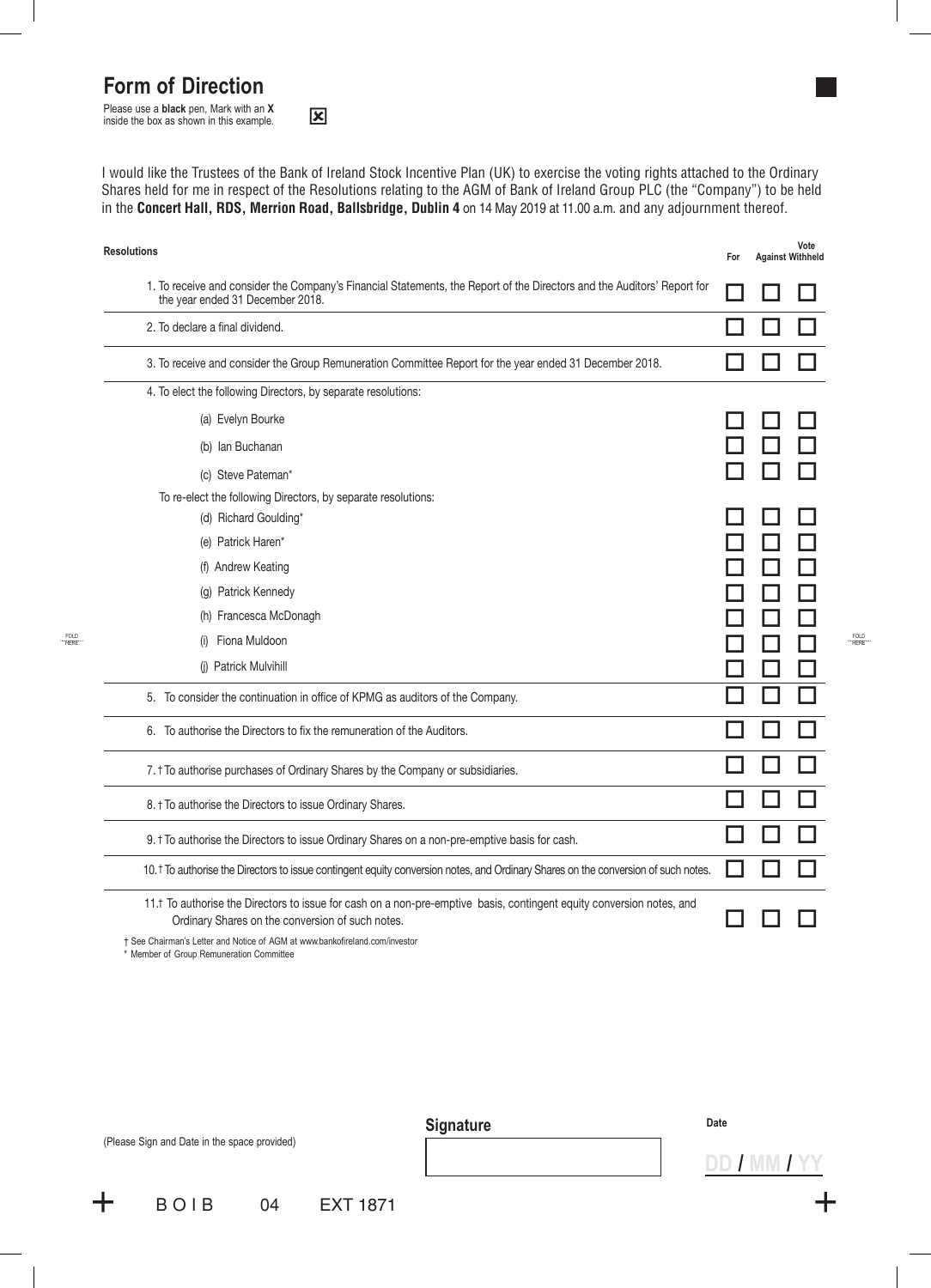# Form of Direction

Please use a **black** pen, Mark with an **X** inside the box as shown in this example. ☒

I would like the Trustees of the Bank of Ireland Stock Incentive Plan (UK) to exercise the voting rights attached to the Ordinary Shares held for me in respect of the Resolutions relating to the AGM of Bank of Ireland Group PLC (the "Company") to be held in the **Concert Hall, RDS, Merrion Road, Ballsbridge, Dublin 4** on 14 May 2019 at 11.00 a.m. and any adjournment thereof.

| Resolutions | For | Against | Vote Withheld |
|---|---|---|---|
| 1. To receive and consider the Company's Financial Statements, the Report of the Directors and the Auditors' Report for the year ended 31 December 2018. | ☐ | ☐ | ☐ |
| 2. To declare a final dividend. | ☐ | ☐ | ☐ |
| 3. To receive and consider the Group Remuneration Committee Report for the year ended 31 December 2018. | ☐ | ☐ | ☐ |
| 4. To elect the following Directors, by separate resolutions: | | | |
| (a) Evelyn Bourke | ☐ | ☐ | ☐ |
| (b) Ian Buchanan | ☐ | ☐ | ☐ |
| (c) Steve Pateman* | ☐ | ☐ | ☐ |
| To re-elect the following Directors, by separate resolutions: | | | |
| (d) Richard Goulding* | ☐ | ☐ | ☐ |
| (e) Patrick Haren* | ☐ | ☐ | ☐ |
| (f) Andrew Keating | ☐ | ☐ | ☐ |
| (g) Patrick Kennedy | ☐ | ☐ | ☐ |
| (h) Francesca McDonagh | ☐ | ☐ | ☐ |
| (i) Fiona Muldoon | ☐ | ☐ | ☐ |
| (j) Patrick Mulvihill | ☐ | ☐ | ☐ |
| 5. To consider the continuation in office of KPMG as auditors of the Company. | ☐ | ☐ | ☐ |
| 6. To authorise the Directors to fix the remuneration of the Auditors. | ☐ | ☐ | ☐ |
| 7. † To authorise purchases of Ordinary Shares by the Company or subsidiaries. | ☐ | ☐ | ☐ |
| 8. † To authorise the Directors to issue Ordinary Shares. | ☐ | ☐ | ☐ |
| 9. † To authorise the Directors to issue Ordinary Shares on a non-pre-emptive basis for cash. | ☐ | ☐ | ☐ |
| 10. † To authorise the Directors to issue contingent equity conversion notes, and Ordinary Shares on the conversion of such notes. | ☐ | ☐ | ☐ |
| 11. † To authorise the Directors to issue for cash on a non-pre-emptive basis, contingent equity conversion notes, and Ordinary Shares on the conversion of such notes. | ☐ | ☐ | ☐ |

† See Chairman's Letter and Notice of AGM at www.bankofireland.com/investor
\* Member of Group Remuneration Committee

(Please Sign and Date in the space provided)

**Signature**

Date

DD / MM / YY

BOIB 04 EXT 1871